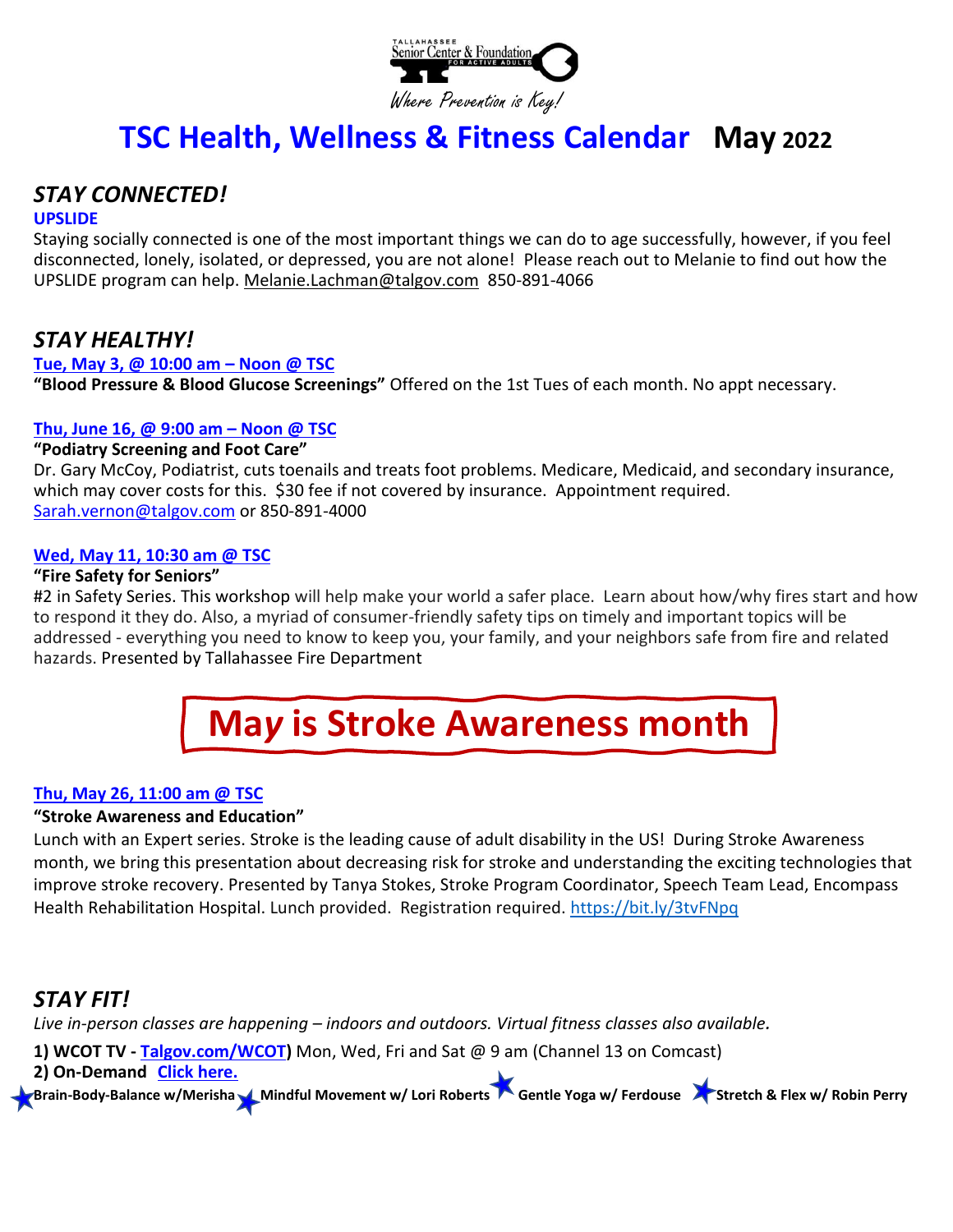TALLAHASSEE Senior Center & Foundation FOR ACTIVE ADULTS

*Where Prevention is Key!*

# TSC Health, Wellness & Fitness Calendar **May 2022**

## *STAY CONNECTED!*

**UPSLIDE**

Staying socially connected is one of the most important things we can do to age successfully, however, if you feel disconnected, lonely, isolated, or depressed, you are not alone! Please reach out to Melanie to find out how the UPSLIDE program can help. Melanie.Lachman@talgov.com 850-891-4066

## *STAY HEALTHY!*

**Tue, May 3, @ 10:00 am – Noon @ TSC**

**"Blood Pressure & Blood Glucose Screenings"** Offered on the 1st Tues of each month. No appt necessary.

**Thu, June 16, @ 9:00 am – Noon @ TSC**

**"Podiatry Screening and Foot Care"**

Dr. Gary McCoy, Podiatrist, cuts toenails and treats foot problems. Medicare, Medicaid, and secondary insurance, which may cover costs for this. $30 fee if not covered by insurance. Appointment required. Sarah.vernon@talgov.com or 850-891-4000

**Wed, May 11, 10:30 am @ TSC**

**"Fire Safety for Seniors"**

#2 in Safety Series. This workshop will help make your world a safer place. Learn about how/why fires start and how to respond it they do. Also, a myriad of consumer-friendly safety tips on timely and important topics will be addressed - everything you need to know to keep you, your family, and your neighbors safe from fire and related hazards. Presented by Tallahassee Fire Department

**May is Stroke Awareness month**

**Thu, May 26, 11:00 am @ TSC**

**"Stroke Awareness and Education"**

Lunch with an Expert series. Stroke is the leading cause of adult disability in the US! During Stroke Awareness month, we bring this presentation about decreasing risk for stroke and understanding the exciting technologies that improve stroke recovery. Presented by Tanya Stokes, Stroke Program Coordinator, Speech Team Lead, Encompass Health Rehabilitation Hospital. Lunch provided. Registration required. https://bit.ly/3tvFNpq

## *STAY FIT!*

*Live in-person classes are happening – indoors and outdoors. Virtual fitness classes also available.*

**1) WCOT TV - Talgov.com/WCOT)** Mon, Wed, Fri and Sat @ 9 am (Channel 13 on Comcast)

**2) On-Demand Click here.**

- **Brain-Body-Balance w/Merisha**
- **Mindful Movement w/ Lori Roberts**
- **Gentle Yoga w/ Ferdouse**
- **Stretch & Flex w/ Robin Perry**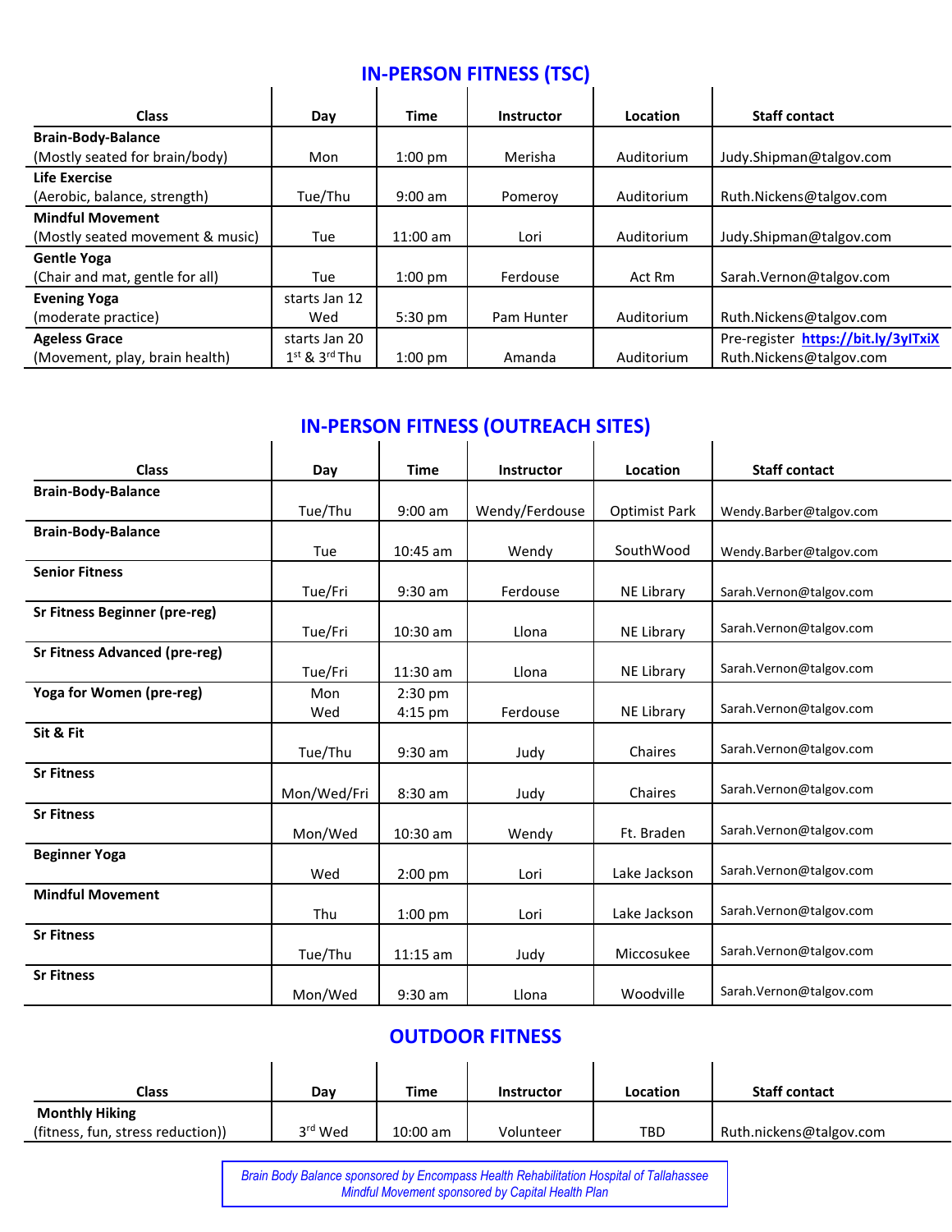## IN-PERSON FITNESS (TSC)

| Class | Day | Time | Instructor | Location | Staff contact |
|---|---|---|---|---|---|
| **Brain-Body-Balance** (Mostly seated for brain/body) | Mon | 1:00 pm | Merisha | Auditorium | Judy.Shipman@talgov.com |
| **Life Exercise** (Aerobic, balance, strength) | Tue/Thu | 9:00 am | Pomeroy | Auditorium | Ruth.Nickens@talgov.com |
| **Mindful Movement** (Mostly seated movement & music) | Tue | 11:00 am | Lori | Auditorium | Judy.Shipman@talgov.com |
| **Gentle Yoga** (Chair and mat, gentle for all) | Tue | 1:00 pm | Ferdouse | Act Rm | Sarah.Vernon@talgov.com |
| **Evening Yoga** (moderate practice) | starts Jan 12 Wed | 5:30 pm | Pam Hunter | Auditorium | Ruth.Nickens@talgov.com |
| **Ageless Grace** (Movement, play, brain health) | starts Jan 20 1st & 3rd Thu | 1:00 pm | Amanda | Auditorium | Pre-register **https://bit.ly/3yITxiX** Ruth.Nickens@talgov.com |

## IN-PERSON FITNESS (OUTREACH SITES)

| Class | Day | Time | Instructor | Location | Staff contact |
|---|---|---|---|---|---|
| **Brain-Body-Balance** | Tue/Thu | 9:00 am | Wendy/Ferdouse | Optimist Park | Wendy.Barber@talgov.com |
| **Brain-Body-Balance** | Tue | 10:45 am | Wendy | SouthWood | Wendy.Barber@talgov.com |
| **Senior Fitness** | Tue/Fri | 9:30 am | Ferdouse | NE Library | Sarah.Vernon@talgov.com |
| **Sr Fitness Beginner (pre-reg)** | Tue/Fri | 10:30 am | Llona | NE Library | Sarah.Vernon@talgov.com |
| **Sr Fitness Advanced (pre-reg)** | Tue/Fri | 11:30 am | Llona | NE Library | Sarah.Vernon@talgov.com |
| **Yoga for Women (pre-reg)** | Mon Wed | 2:30 pm 4:15 pm | Ferdouse | NE Library | Sarah.Vernon@talgov.com |
| **Sit & Fit** | Tue/Thu | 9:30 am | Judy | Chaires | Sarah.Vernon@talgov.com |
| **Sr Fitness** | Mon/Wed/Fri | 8:30 am | Judy | Chaires | Sarah.Vernon@talgov.com |
| **Sr Fitness** | Mon/Wed | 10:30 am | Wendy | Ft. Braden | Sarah.Vernon@talgov.com |
| **Beginner Yoga** | Wed | 2:00 pm | Lori | Lake Jackson | Sarah.Vernon@talgov.com |
| **Mindful Movement** | Thu | 1:00 pm | Lori | Lake Jackson | Sarah.Vernon@talgov.com |
| **Sr Fitness** | Tue/Thu | 11:15 am | Judy | Miccosukee | Sarah.Vernon@talgov.com |
| **Sr Fitness** | Mon/Wed | 9:30 am | Llona | Woodville | Sarah.Vernon@talgov.com |

## OUTDOOR FITNESS

| Class | Day | Time | Instructor | Location | Staff contact |
|---|---|---|---|---|---|
| **Monthly Hiking** (fitness, fun, stress reduction)) | 3rd Wed | 10:00 am | Volunteer | TBD | Ruth.nickens@talgov.com |

*Brain Body Balance sponsored by Encompass Health Rehabilitation Hospital of Tallahassee*
*Mindful Movement sponsored by Capital Health Plan*